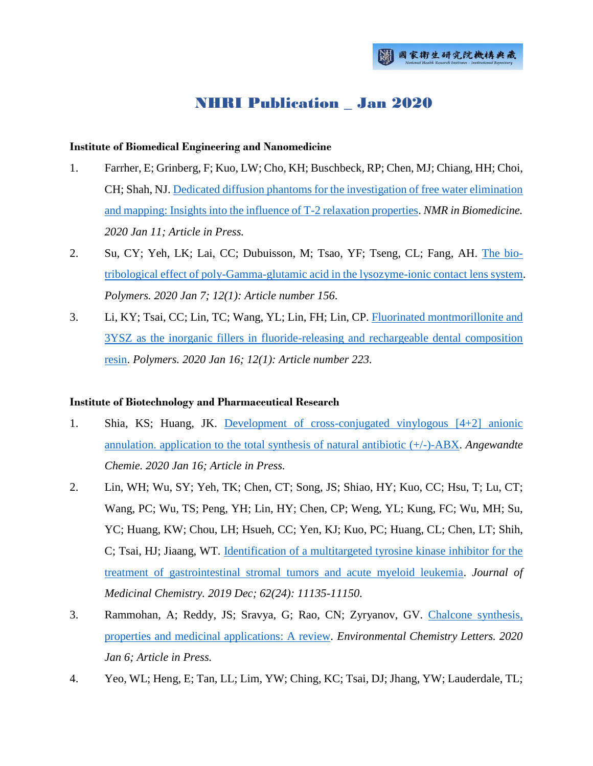# NHRI Publication _ Jan 2020

### Institute of Biomedical Engineering and Nanomedicine

1. Farrher, E; Grinberg, F; Kuo, LW; Cho, KH; Buschbeck, RP; Chen, MJ; Chiang, HH; Choi, CH; Shah, NJ. Dedicated diffusion phantoms for the investigation of free water elimination and mapping: Insights into the influence of T-2 relaxation properties. *NMR in Biomedicine. 2020 Jan 11; Article in Press.*
2. Su, CY; Yeh, LK; Lai, CC; Dubuisson, M; Tsao, YF; Tseng, CL; Fang, AH. The bio-tribological effect of poly-Gamma-glutamic acid in the lysozyme-ionic contact lens system. *Polymers. 2020 Jan 7; 12(1): Article number 156.*
3. Li, KY; Tsai, CC; Lin, TC; Wang, YL; Lin, FH; Lin, CP. Fluorinated montmorillonite and 3YSZ as the inorganic fillers in fluoride-releasing and rechargeable dental composition resin. *Polymers. 2020 Jan 16; 12(1): Article number 223.*

### Institute of Biotechnology and Pharmaceutical Research

1. Shia, KS; Huang, JK. Development of cross-conjugated vinylogous [4+2] anionic annulation. application to the total synthesis of natural antibiotic (+/-)-ABX. *Angewandte Chemie. 2020 Jan 16; Article in Press.*
2. Lin, WH; Wu, SY; Yeh, TK; Chen, CT; Song, JS; Shiao, HY; Kuo, CC; Hsu, T; Lu, CT; Wang, PC; Wu, TS; Peng, YH; Lin, HY; Chen, CP; Weng, YL; Kung, FC; Wu, MH; Su, YC; Huang, KW; Chou, LH; Hsueh, CC; Yen, KJ; Kuo, PC; Huang, CL; Chen, LT; Shih, C; Tsai, HJ; Jiaang, WT. Identification of a multitargeted tyrosine kinase inhibitor for the treatment of gastrointestinal stromal tumors and acute myeloid leukemia. *Journal of Medicinal Chemistry. 2019 Dec; 62(24): 11135-11150.*
3. Rammohan, A; Reddy, JS; Sravya, G; Rao, CN; Zyryanov, GV. Chalcone synthesis, properties and medicinal applications: A review. *Environmental Chemistry Letters. 2020 Jan 6; Article in Press.*
4. Yeo, WL; Heng, E; Tan, LL; Lim, YW; Ching, KC; Tsai, DJ; Jhang, YW; Lauderdale, TL;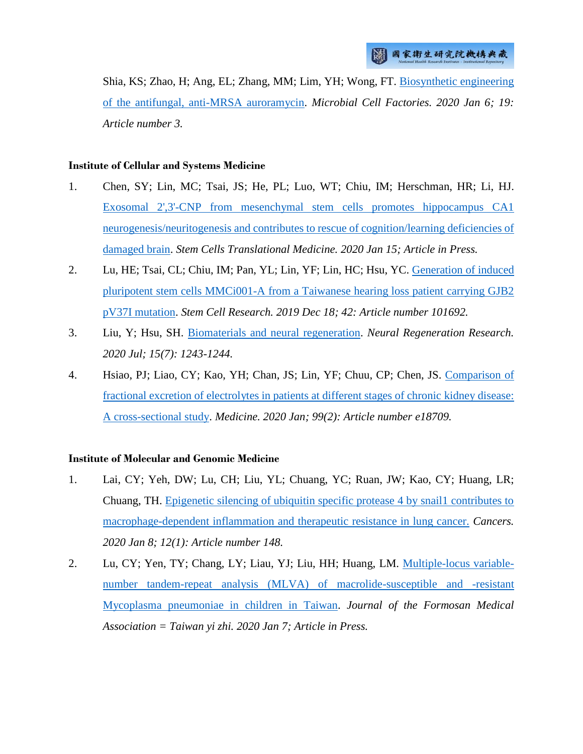Shia, KS; Zhao, H; Ang, EL; Zhang, MM; Lim, YH; Wong, FT. Biosynthetic engineering of the antifungal, anti-MRSA auroramycin. *Microbial Cell Factories. 2020 Jan 6; 19: Article number 3.*

**Institute of Cellular and Systems Medicine**

1. Chen, SY; Lin, MC; Tsai, JS; He, PL; Luo, WT; Chiu, IM; Herschman, HR; Li, HJ. Exosomal 2',3'-CNP from mesenchymal stem cells promotes hippocampus CA1 neurogenesis/neuritogenesis and contributes to rescue of cognition/learning deficiencies of damaged brain. *Stem Cells Translational Medicine. 2020 Jan 15; Article in Press.*
2. Lu, HE; Tsai, CL; Chiu, IM; Pan, YL; Lin, YF; Lin, HC; Hsu, YC. Generation of induced pluripotent stem cells MMCi001-A from a Taiwanese hearing loss patient carrying GJB2 pV37I mutation. *Stem Cell Research. 2019 Dec 18; 42: Article number 101692.*
3. Liu, Y; Hsu, SH. Biomaterials and neural regeneration. *Neural Regeneration Research. 2020 Jul; 15(7): 1243-1244.*
4. Hsiao, PJ; Liao, CY; Kao, YH; Chan, JS; Lin, YF; Chuu, CP; Chen, JS. Comparison of fractional excretion of electrolytes in patients at different stages of chronic kidney disease: A cross-sectional study. *Medicine. 2020 Jan; 99(2): Article number e18709.*

**Institute of Molecular and Genomic Medicine**

1. Lai, CY; Yeh, DW; Lu, CH; Liu, YL; Chuang, YC; Ruan, JW; Kao, CY; Huang, LR; Chuang, TH. Epigenetic silencing of ubiquitin specific protease 4 by snail1 contributes to macrophage-dependent inflammation and therapeutic resistance in lung cancer. *Cancers. 2020 Jan 8; 12(1): Article number 148.*
2. Lu, CY; Yen, TY; Chang, LY; Liau, YJ; Liu, HH; Huang, LM. Multiple-locus variable-number tandem-repeat analysis (MLVA) of macrolide-susceptible and -resistant Mycoplasma pneumoniae in children in Taiwan. *Journal of the Formosan Medical Association = Taiwan yi zhi. 2020 Jan 7; Article in Press.*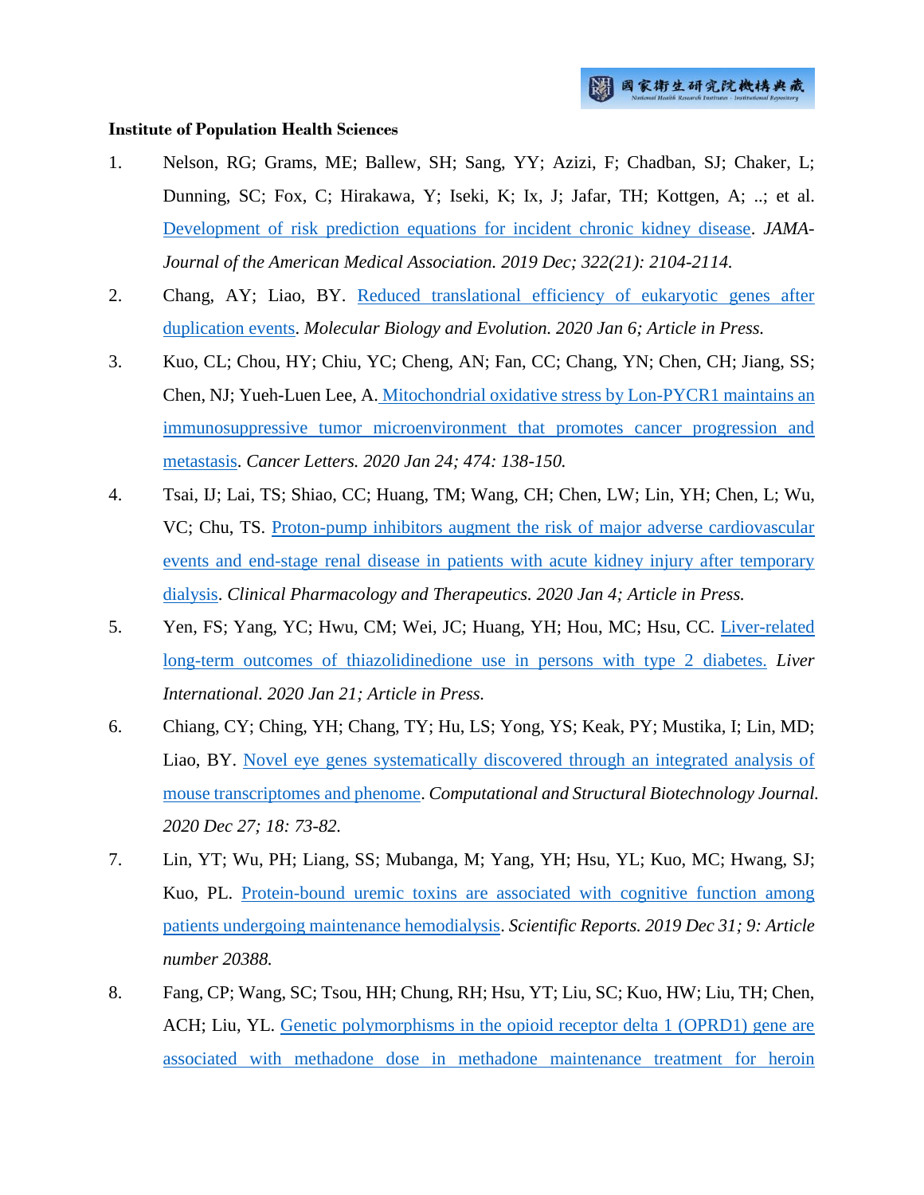**Institute of Population Health Sciences**

1. Nelson, RG; Grams, ME; Ballew, SH; Sang, YY; Azizi, F; Chadban, SJ; Chaker, L; Dunning, SC; Fox, C; Hirakawa, Y; Iseki, K; Ix, J; Jafar, TH; Kottgen, A; ..; et al. Development of risk prediction equations for incident chronic kidney disease. *JAMA-Journal of the American Medical Association. 2019 Dec; 322(21): 2104-2114.*

2. Chang, AY; Liao, BY. Reduced translational efficiency of eukaryotic genes after duplication events. *Molecular Biology and Evolution. 2020 Jan 6; Article in Press.*

3. Kuo, CL; Chou, HY; Chiu, YC; Cheng, AN; Fan, CC; Chang, YN; Chen, CH; Jiang, SS; Chen, NJ; Yueh-Luen Lee, A. Mitochondrial oxidative stress by Lon-PYCR1 maintains an immunosuppressive tumor microenvironment that promotes cancer progression and metastasis. *Cancer Letters. 2020 Jan 24; 474: 138-150.*

4. Tsai, IJ; Lai, TS; Shiao, CC; Huang, TM; Wang, CH; Chen, LW; Lin, YH; Chen, L; Wu, VC; Chu, TS. Proton-pump inhibitors augment the risk of major adverse cardiovascular events and end-stage renal disease in patients with acute kidney injury after temporary dialysis. *Clinical Pharmacology and Therapeutics. 2020 Jan 4; Article in Press.*

5. Yen, FS; Yang, YC; Hwu, CM; Wei, JC; Huang, YH; Hou, MC; Hsu, CC. Liver-related long-term outcomes of thiazolidinedione use in persons with type 2 diabetes. *Liver International. 2020 Jan 21; Article in Press.*

6. Chiang, CY; Ching, YH; Chang, TY; Hu, LS; Yong, YS; Keak, PY; Mustika, I; Lin, MD; Liao, BY. Novel eye genes systematically discovered through an integrated analysis of mouse transcriptomes and phenome. *Computational and Structural Biotechnology Journal. 2020 Dec 27; 18: 73-82.*

7. Lin, YT; Wu, PH; Liang, SS; Mubanga, M; Yang, YH; Hsu, YL; Kuo, MC; Hwang, SJ; Kuo, PL. Protein-bound uremic toxins are associated with cognitive function among patients undergoing maintenance hemodialysis. *Scientific Reports. 2019 Dec 31; 9: Article number 20388.*

8. Fang, CP; Wang, SC; Tsou, HH; Chung, RH; Hsu, YT; Liu, SC; Kuo, HW; Liu, TH; Chen, ACH; Liu, YL. Genetic polymorphisms in the opioid receptor delta 1 (OPRD1) gene are associated with methadone dose in methadone maintenance treatment for heroin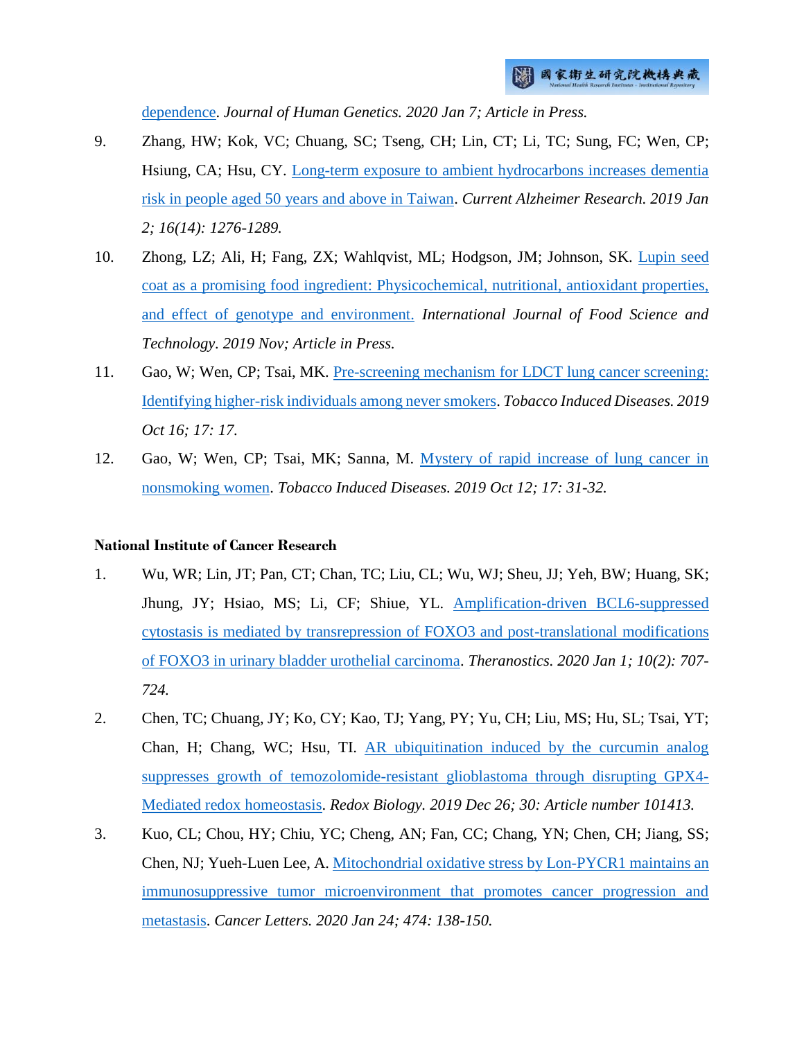dependence. *Journal of Human Genetics. 2020 Jan 7; Article in Press.*

9. Zhang, HW; Kok, VC; Chuang, SC; Tseng, CH; Lin, CT; Li, TC; Sung, FC; Wen, CP; Hsiung, CA; Hsu, CY. Long-term exposure to ambient hydrocarbons increases dementia risk in people aged 50 years and above in Taiwan. *Current Alzheimer Research. 2019 Jan 2; 16(14): 1276-1289.*

10. Zhong, LZ; Ali, H; Fang, ZX; Wahlqvist, ML; Hodgson, JM; Johnson, SK. Lupin seed coat as a promising food ingredient: Physicochemical, nutritional, antioxidant properties, and effect of genotype and environment. *International Journal of Food Science and Technology. 2019 Nov; Article in Press.*

11. Gao, W; Wen, CP; Tsai, MK. Pre-screening mechanism for LDCT lung cancer screening: Identifying higher-risk individuals among never smokers. *Tobacco Induced Diseases. 2019 Oct 16; 17: 17.*

12. Gao, W; Wen, CP; Tsai, MK; Sanna, M. Mystery of rapid increase of lung cancer in nonsmoking women. *Tobacco Induced Diseases. 2019 Oct 12; 17: 31-32.*

**National Institute of Cancer Research**

1. Wu, WR; Lin, JT; Pan, CT; Chan, TC; Liu, CL; Wu, WJ; Sheu, JJ; Yeh, BW; Huang, SK; Jhung, JY; Hsiao, MS; Li, CF; Shiue, YL. Amplification-driven BCL6-suppressed cytostasis is mediated by transrepression of FOXO3 and post-translational modifications of FOXO3 in urinary bladder urothelial carcinoma. *Theranostics. 2020 Jan 1; 10(2): 707-724.*

2. Chen, TC; Chuang, JY; Ko, CY; Kao, TJ; Yang, PY; Yu, CH; Liu, MS; Hu, SL; Tsai, YT; Chan, H; Chang, WC; Hsu, TI. AR ubiquitination induced by the curcumin analog suppresses growth of temozolomide-resistant glioblastoma through disrupting GPX4-Mediated redox homeostasis. *Redox Biology. 2019 Dec 26; 30: Article number 101413.*

3. Kuo, CL; Chou, HY; Chiu, YC; Cheng, AN; Fan, CC; Chang, YN; Chen, CH; Jiang, SS; Chen, NJ; Yueh-Luen Lee, A. Mitochondrial oxidative stress by Lon-PYCR1 maintains an immunosuppressive tumor microenvironment that promotes cancer progression and metastasis. *Cancer Letters. 2020 Jan 24; 474: 138-150.*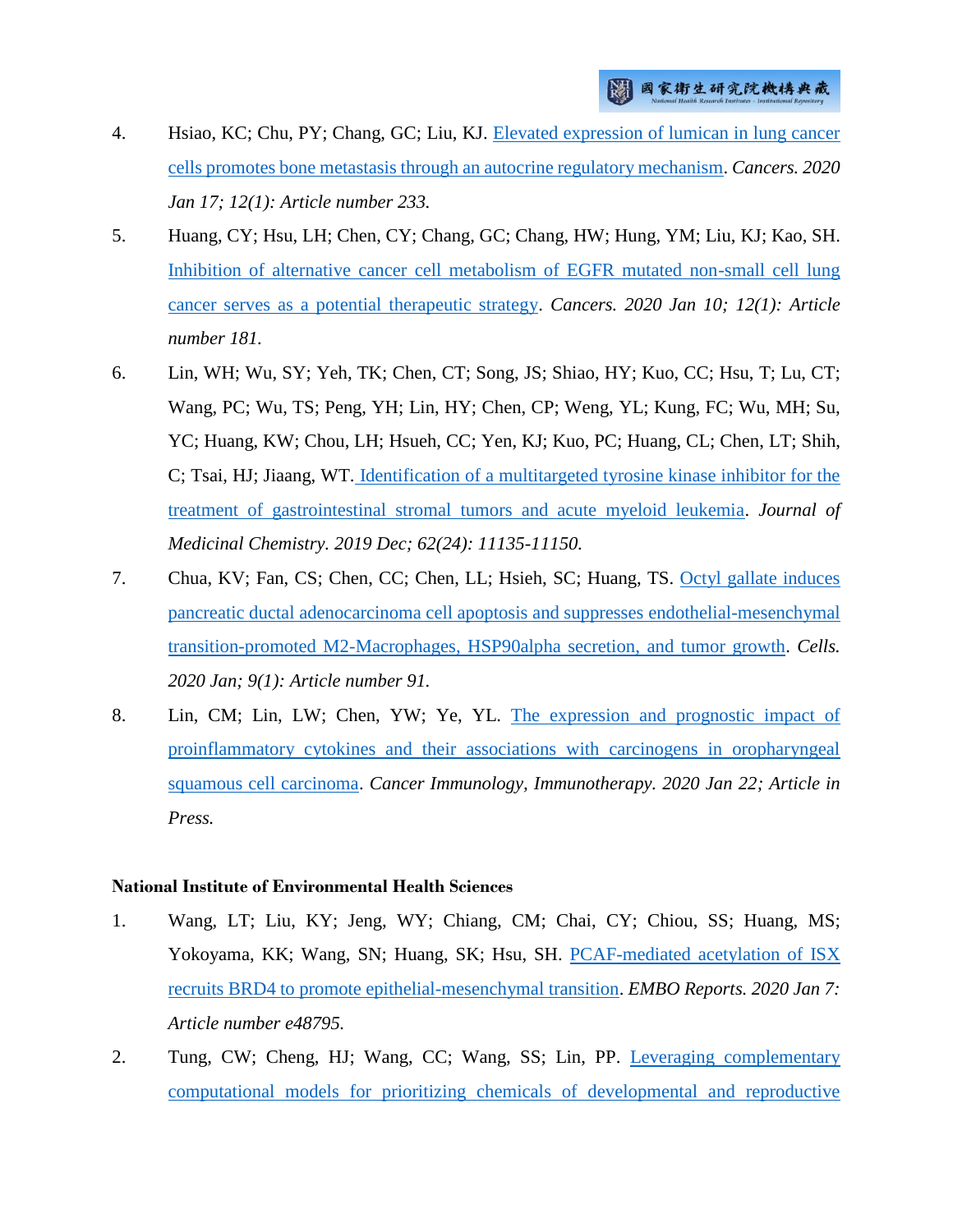4. Hsiao, KC; Chu, PY; Chang, GC; Liu, KJ. Elevated expression of lumican in lung cancer cells promotes bone metastasis through an autocrine regulatory mechanism. *Cancers. 2020 Jan 17; 12(1): Article number 233.*

5. Huang, CY; Hsu, LH; Chen, CY; Chang, GC; Chang, HW; Hung, YM; Liu, KJ; Kao, SH. Inhibition of alternative cancer cell metabolism of EGFR mutated non-small cell lung cancer serves as a potential therapeutic strategy. *Cancers. 2020 Jan 10; 12(1): Article number 181.*

6. Lin, WH; Wu, SY; Yeh, TK; Chen, CT; Song, JS; Shiao, HY; Kuo, CC; Hsu, T; Lu, CT; Wang, PC; Wu, TS; Peng, YH; Lin, HY; Chen, CP; Weng, YL; Kung, FC; Wu, MH; Su, YC; Huang, KW; Chou, LH; Hsueh, CC; Yen, KJ; Kuo, PC; Huang, CL; Chen, LT; Shih, C; Tsai, HJ; Jiaang, WT. Identification of a multitargeted tyrosine kinase inhibitor for the treatment of gastrointestinal stromal tumors and acute myeloid leukemia. *Journal of Medicinal Chemistry. 2019 Dec; 62(24): 11135-11150.*

7. Chua, KV; Fan, CS; Chen, CC; Chen, LL; Hsieh, SC; Huang, TS. Octyl gallate induces pancreatic ductal adenocarcinoma cell apoptosis and suppresses endothelial-mesenchymal transition-promoted M2-Macrophages, HSP90alpha secretion, and tumor growth. *Cells. 2020 Jan; 9(1): Article number 91.*

8. Lin, CM; Lin, LW; Chen, YW; Ye, YL. The expression and prognostic impact of proinflammatory cytokines and their associations with carcinogens in oropharyngeal squamous cell carcinoma. *Cancer Immunology, Immunotherapy. 2020 Jan 22; Article in Press.*

**National Institute of Environmental Health Sciences**

1. Wang, LT; Liu, KY; Jeng, WY; Chiang, CM; Chai, CY; Chiou, SS; Huang, MS; Yokoyama, KK; Wang, SN; Huang, SK; Hsu, SH. PCAF-mediated acetylation of ISX recruits BRD4 to promote epithelial-mesenchymal transition. *EMBO Reports. 2020 Jan 7: Article number e48795.*

2. Tung, CW; Cheng, HJ; Wang, CC; Wang, SS; Lin, PP. Leveraging complementary computational models for prioritizing chemicals of developmental and reproductive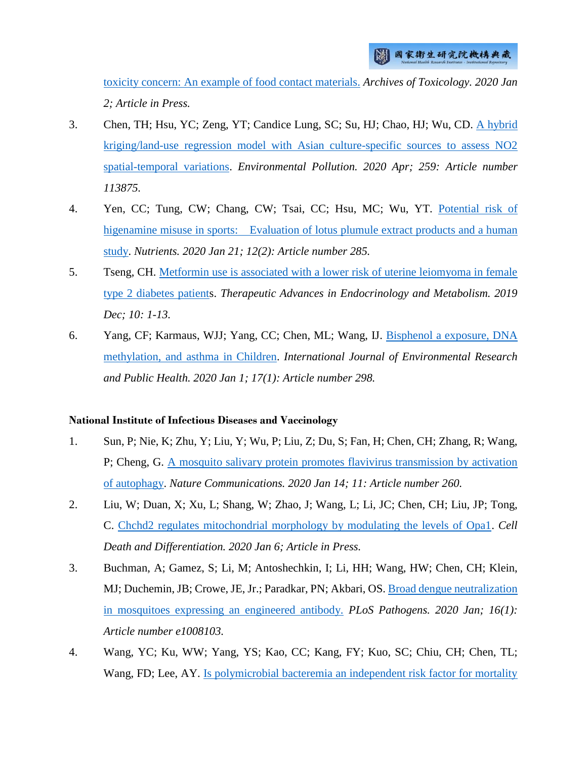toxicity concern: An example of food contact materials. *Archives of Toxicology. 2020 Jan 2; Article in Press.*

3. Chen, TH; Hsu, YC; Zeng, YT; Candice Lung, SC; Su, HJ; Chao, HJ; Wu, CD. A hybrid kriging/land-use regression model with Asian culture-specific sources to assess NO2 spatial-temporal variations. *Environmental Pollution. 2020 Apr; 259: Article number 113875.*
4. Yen, CC; Tung, CW; Chang, CW; Tsai, CC; Hsu, MC; Wu, YT. Potential risk of higenamine misuse in sports: Evaluation of lotus plumule extract products and a human study. *Nutrients. 2020 Jan 21; 12(2): Article number 285.*
5. Tseng, CH. Metformin use is associated with a lower risk of uterine leiomyoma in female type 2 diabetes patients. *Therapeutic Advances in Endocrinology and Metabolism. 2019 Dec; 10: 1-13.*
6. Yang, CF; Karmaus, WJJ; Yang, CC; Chen, ML; Wang, IJ. Bisphenol a exposure, DNA methylation, and asthma in Children. *International Journal of Environmental Research and Public Health. 2020 Jan 1; 17(1): Article number 298.*

**National Institute of Infectious Diseases and Vaccinology**

1. Sun, P; Nie, K; Zhu, Y; Liu, Y; Wu, P; Liu, Z; Du, S; Fan, H; Chen, CH; Zhang, R; Wang, P; Cheng, G. A mosquito salivary protein promotes flavivirus transmission by activation of autophagy. *Nature Communications. 2020 Jan 14; 11: Article number 260.*
2. Liu, W; Duan, X; Xu, L; Shang, W; Zhao, J; Wang, L; Li, JC; Chen, CH; Liu, JP; Tong, C. Chchd2 regulates mitochondrial morphology by modulating the levels of Opa1. *Cell Death and Differentiation. 2020 Jan 6; Article in Press.*
3. Buchman, A; Gamez, S; Li, M; Antoshechkin, I; Li, HH; Wang, HW; Chen, CH; Klein, MJ; Duchemin, JB; Crowe, JE, Jr.; Paradkar, PN; Akbari, OS. Broad dengue neutralization in mosquitoes expressing an engineered antibody. *PLoS Pathogens. 2020 Jan; 16(1): Article number e1008103.*
4. Wang, YC; Ku, WW; Yang, YS; Kao, CC; Kang, FY; Kuo, SC; Chiu, CH; Chen, TL; Wang, FD; Lee, AY. Is polymicrobial bacteremia an independent risk factor for mortality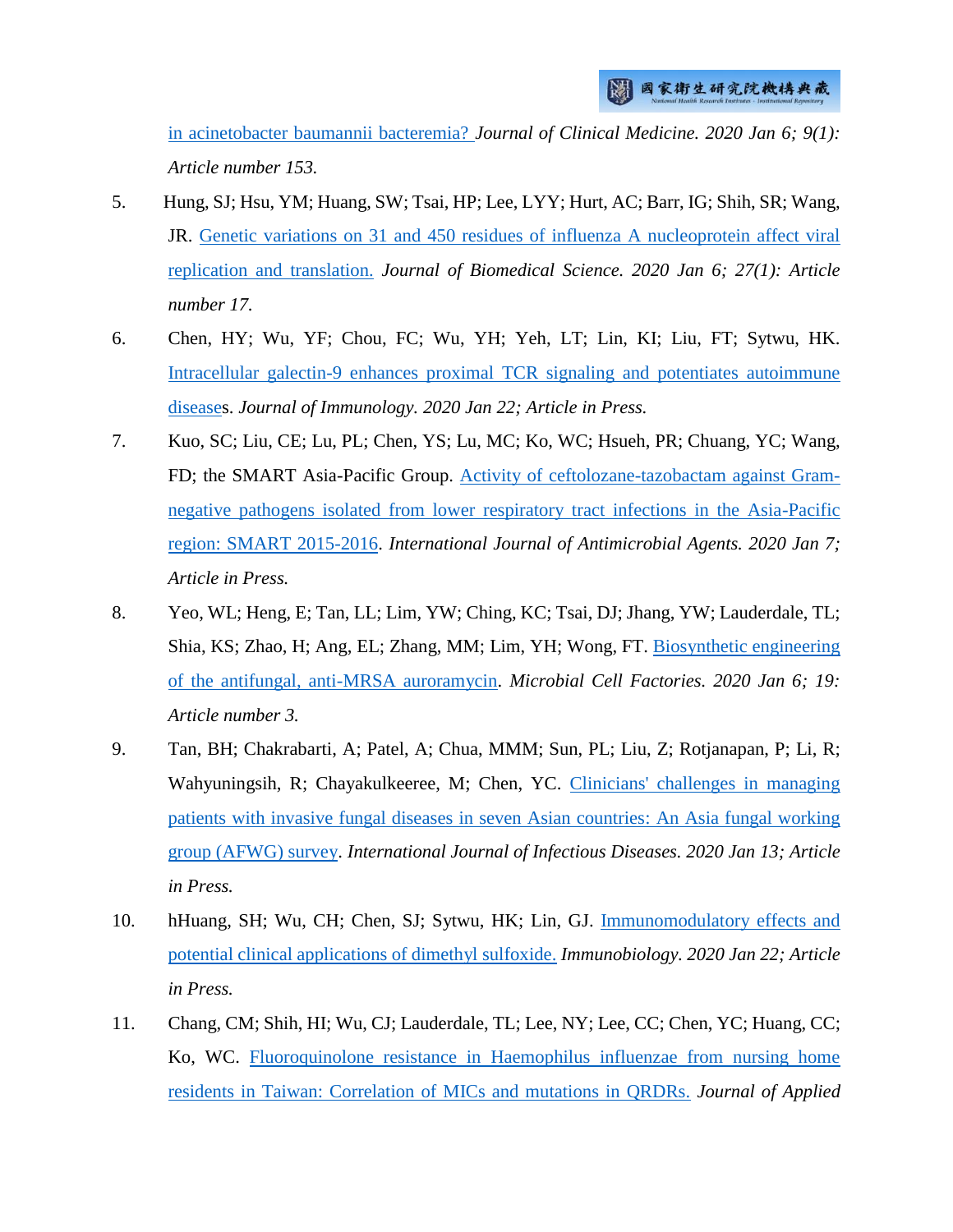in acinetobacter baumannii bacteremia? *Journal of Clinical Medicine. 2020 Jan 6; 9(1): Article number 153.*

5. Hung, SJ; Hsu, YM; Huang, SW; Tsai, HP; Lee, LYY; Hurt, AC; Barr, IG; Shih, SR; Wang, JR. Genetic variations on 31 and 450 residues of influenza A nucleoprotein affect viral replication and translation. *Journal of Biomedical Science. 2020 Jan 6; 27(1): Article number 17.*

6. Chen, HY; Wu, YF; Chou, FC; Wu, YH; Yeh, LT; Lin, KI; Liu, FT; Sytwu, HK. Intracellular galectin-9 enhances proximal TCR signaling and potentiates autoimmune diseases. *Journal of Immunology. 2020 Jan 22; Article in Press.*

7. Kuo, SC; Liu, CE; Lu, PL; Chen, YS; Lu, MC; Ko, WC; Hsueh, PR; Chuang, YC; Wang, FD; the SMART Asia-Pacific Group. Activity of ceftolozane-tazobactam against Gram-negative pathogens isolated from lower respiratory tract infections in the Asia-Pacific region: SMART 2015-2016. *International Journal of Antimicrobial Agents. 2020 Jan 7; Article in Press.*

8. Yeo, WL; Heng, E; Tan, LL; Lim, YW; Ching, KC; Tsai, DJ; Jhang, YW; Lauderdale, TL; Shia, KS; Zhao, H; Ang, EL; Zhang, MM; Lim, YH; Wong, FT. Biosynthetic engineering of the antifungal, anti-MRSA auroramycin. *Microbial Cell Factories. 2020 Jan 6; 19: Article number 3.*

9. Tan, BH; Chakrabarti, A; Patel, A; Chua, MMM; Sun, PL; Liu, Z; Rotjanapan, P; Li, R; Wahyuningsih, R; Chayakulkeeree, M; Chen, YC. Clinicians' challenges in managing patients with invasive fungal diseases in seven Asian countries: An Asia fungal working group (AFWG) survey. *International Journal of Infectious Diseases. 2020 Jan 13; Article in Press.*

10. hHuang, SH; Wu, CH; Chen, SJ; Sytwu, HK; Lin, GJ. Immunomodulatory effects and potential clinical applications of dimethyl sulfoxide. *Immunobiology. 2020 Jan 22; Article in Press.*

11. Chang, CM; Shih, HI; Wu, CJ; Lauderdale, TL; Lee, NY; Lee, CC; Chen, YC; Huang, CC; Ko, WC. Fluoroquinolone resistance in Haemophilus influenzae from nursing home residents in Taiwan: Correlation of MICs and mutations in QRDRs. *Journal of Applied*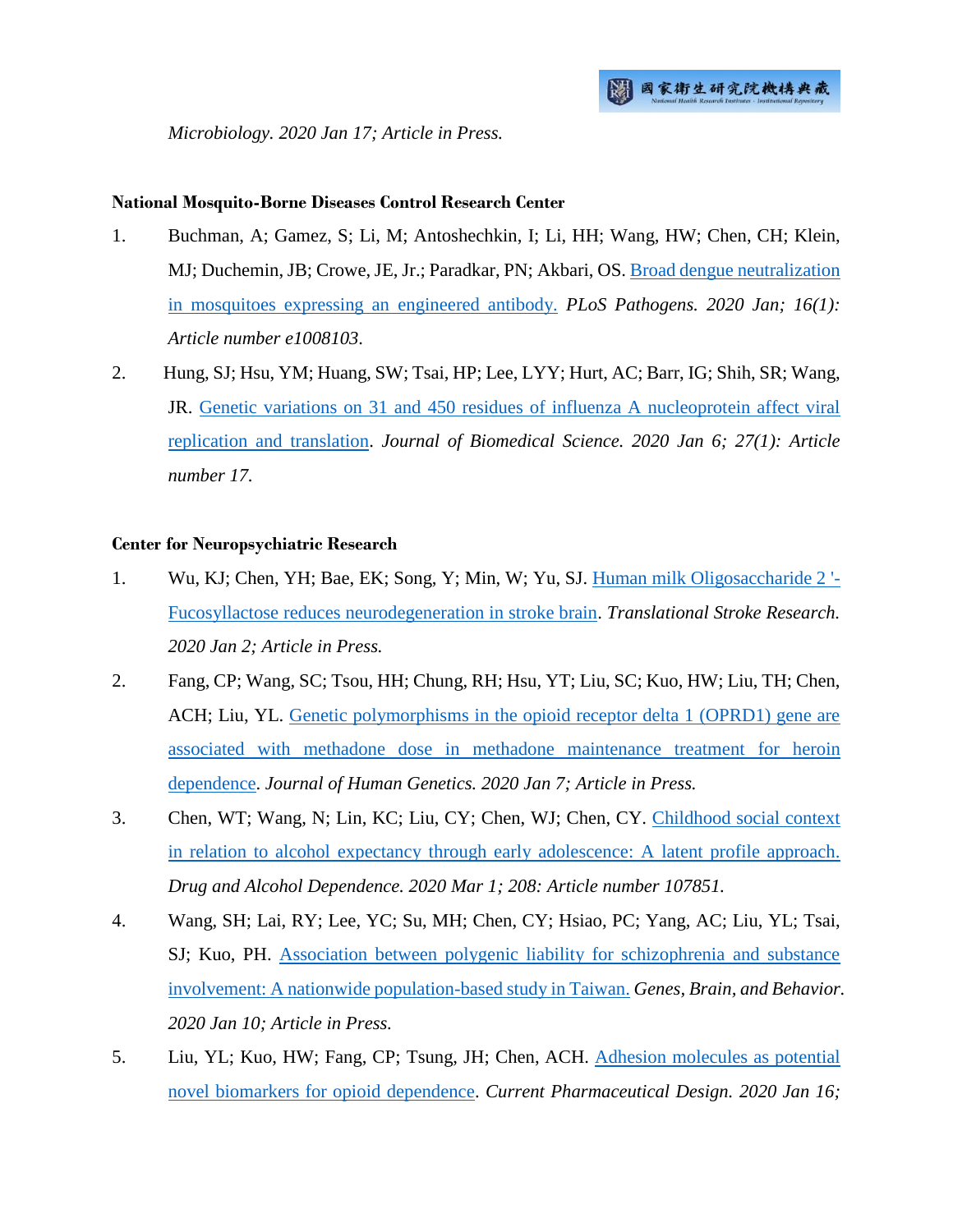*Microbiology. 2020 Jan 17; Article in Press.*

**National Mosquito-Borne Diseases Control Research Center**

1. Buchman, A; Gamez, S; Li, M; Antoshechkin, I; Li, HH; Wang, HW; Chen, CH; Klein, MJ; Duchemin, JB; Crowe, JE, Jr.; Paradkar, PN; Akbari, OS. Broad dengue neutralization in mosquitoes expressing an engineered antibody. *PLoS Pathogens. 2020 Jan; 16(1): Article number e1008103*.
2. Hung, SJ; Hsu, YM; Huang, SW; Tsai, HP; Lee, LYY; Hurt, AC; Barr, IG; Shih, SR; Wang, JR. Genetic variations on 31 and 450 residues of influenza A nucleoprotein affect viral replication and translation. *Journal of Biomedical Science. 2020 Jan 6; 27(1): Article number 17*.

**Center for Neuropsychiatric Research**

1. Wu, KJ; Chen, YH; Bae, EK; Song, Y; Min, W; Yu, SJ. Human milk Oligosaccharide 2 '-Fucosyllactose reduces neurodegeneration in stroke brain. *Translational Stroke Research. 2020 Jan 2; Article in Press.*
2. Fang, CP; Wang, SC; Tsou, HH; Chung, RH; Hsu, YT; Liu, SC; Kuo, HW; Liu, TH; Chen, ACH; Liu, YL. Genetic polymorphisms in the opioid receptor delta 1 (OPRD1) gene are associated with methadone dose in methadone maintenance treatment for heroin dependence. *Journal of Human Genetics. 2020 Jan 7; Article in Press.*
3. Chen, WT; Wang, N; Lin, KC; Liu, CY; Chen, WJ; Chen, CY. Childhood social context in relation to alcohol expectancy through early adolescence: A latent profile approach. *Drug and Alcohol Dependence. 2020 Mar 1; 208: Article number 107851.*
4. Wang, SH; Lai, RY; Lee, YC; Su, MH; Chen, CY; Hsiao, PC; Yang, AC; Liu, YL; Tsai, SJ; Kuo, PH. Association between polygenic liability for schizophrenia and substance involvement: A nationwide population-based study in Taiwan. *Genes, Brain, and Behavior. 2020 Jan 10; Article in Press.*
5. Liu, YL; Kuo, HW; Fang, CP; Tsung, JH; Chen, ACH. Adhesion molecules as potential novel biomarkers for opioid dependence. *Current Pharmaceutical Design. 2020 Jan 16;*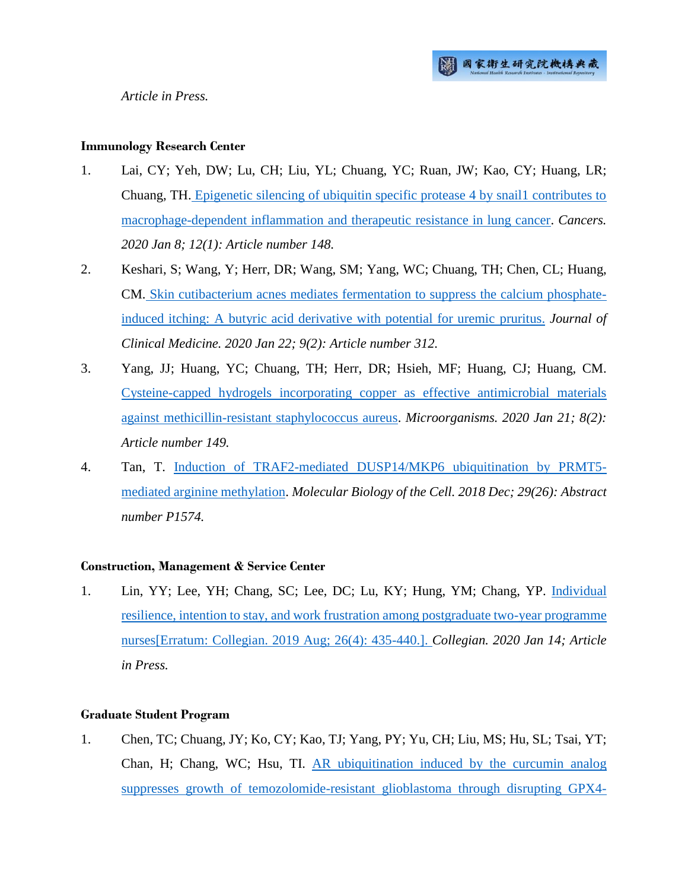*Article in Press.*

**Immunology Research Center**

1. Lai, CY; Yeh, DW; Lu, CH; Liu, YL; Chuang, YC; Ruan, JW; Kao, CY; Huang, LR; Chuang, TH. Epigenetic silencing of ubiquitin specific protease 4 by snail1 contributes to macrophage-dependent inflammation and therapeutic resistance in lung cancer. *Cancers. 2020 Jan 8; 12(1): Article number 148.*
2. Keshari, S; Wang, Y; Herr, DR; Wang, SM; Yang, WC; Chuang, TH; Chen, CL; Huang, CM. Skin cutibacterium acnes mediates fermentation to suppress the calcium phosphate-induced itching: A butyric acid derivative with potential for uremic pruritus. *Journal of Clinical Medicine. 2020 Jan 22; 9(2): Article number 312.*
3. Yang, JJ; Huang, YC; Chuang, TH; Herr, DR; Hsieh, MF; Huang, CJ; Huang, CM. Cysteine-capped hydrogels incorporating copper as effective antimicrobial materials against methicillin-resistant staphylococcus aureus. *Microorganisms. 2020 Jan 21; 8(2): Article number 149.*
4. Tan, T. Induction of TRAF2-mediated DUSP14/MKP6 ubiquitination by PRMT5-mediated arginine methylation. *Molecular Biology of the Cell. 2018 Dec; 29(26): Abstract number P1574.*

**Construction, Management & Service Center**

1. Lin, YY; Lee, YH; Chang, SC; Lee, DC; Lu, KY; Hung, YM; Chang, YP. Individual resilience, intention to stay, and work frustration among postgraduate two-year programme nurses[Erratum: Collegian. 2019 Aug; 26(4): 435-440.]. *Collegian. 2020 Jan 14; Article in Press.*

**Graduate Student Program**

1. Chen, TC; Chuang, JY; Ko, CY; Kao, TJ; Yang, PY; Yu, CH; Liu, MS; Hu, SL; Tsai, YT; Chan, H; Chang, WC; Hsu, TI. AR ubiquitination induced by the curcumin analog suppresses growth of temozolomide-resistant glioblastoma through disrupting GPX4-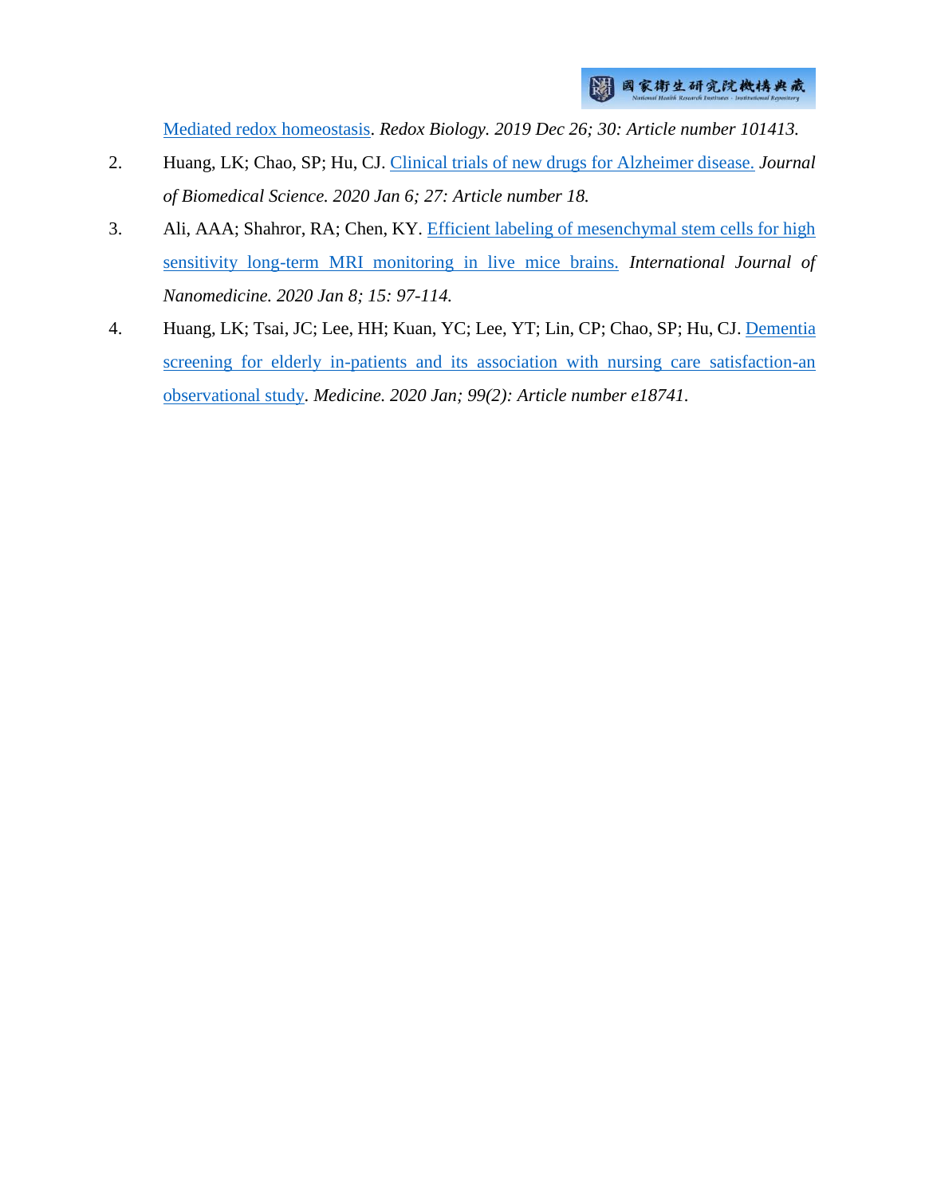Mediated redox homeostasis. *Redox Biology. 2019 Dec 26; 30: Article number 101413.*

2. Huang, LK; Chao, SP; Hu, CJ. Clinical trials of new drugs for Alzheimer disease. *Journal of Biomedical Science. 2020 Jan 6; 27: Article number 18.*
3. Ali, AAA; Shahror, RA; Chen, KY. Efficient labeling of mesenchymal stem cells for high sensitivity long-term MRI monitoring in live mice brains. *International Journal of Nanomedicine. 2020 Jan 8; 15: 97-114.*
4. Huang, LK; Tsai, JC; Lee, HH; Kuan, YC; Lee, YT; Lin, CP; Chao, SP; Hu, CJ. Dementia screening for elderly in-patients and its association with nursing care satisfaction-an observational study. *Medicine. 2020 Jan; 99(2): Article number e18741.*